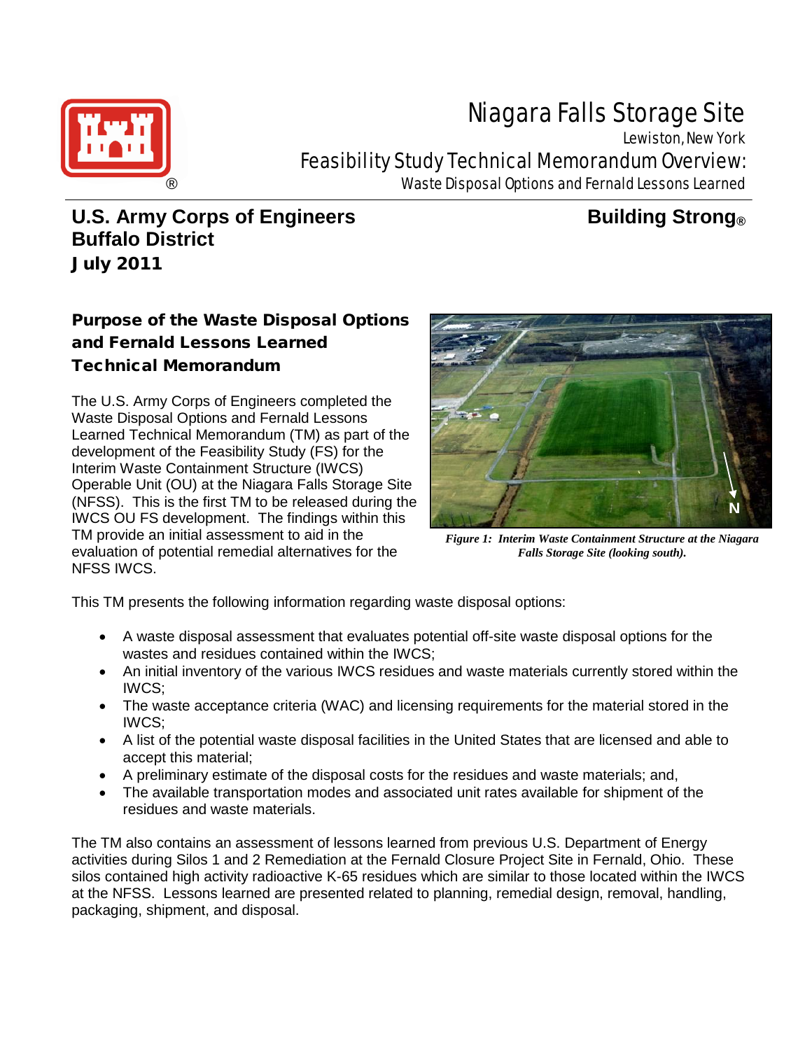# Niagara Falls Storage Site

Lewiston, New York

## Feasibility Study Technical Memorandum Overview:

Waste Disposal Options and Fernald Lessons Learned

**U.S. Army Corps of Engineers**
**Buffalo District**
**July 2011**

**Building Strong®**

### Purpose of the Waste Disposal Options and Fernald Lessons Learned Technical Memorandum

The U.S. Army Corps of Engineers completed the Waste Disposal Options and Fernald Lessons Learned Technical Memorandum (TM) as part of the development of the Feasibility Study (FS) for the Interim Waste Containment Structure (IWCS) Operable Unit (OU) at the Niagara Falls Storage Site (NFSS). This is the first TM to be released during the IWCS OU FS development. The findings within this TM provide an initial assessment to aid in the evaluation of potential remedial alternatives for the NFSS IWCS.

*Figure 1: Interim Waste Containment Structure at the Niagara Falls Storage Site (looking south).*

This TM presents the following information regarding waste disposal options:

- A waste disposal assessment that evaluates potential off-site waste disposal options for the wastes and residues contained within the IWCS;
- An initial inventory of the various IWCS residues and waste materials currently stored within the IWCS;
- The waste acceptance criteria (WAC) and licensing requirements for the material stored in the IWCS;
- A list of the potential waste disposal facilities in the United States that are licensed and able to accept this material;
- A preliminary estimate of the disposal costs for the residues and waste materials; and,
- The available transportation modes and associated unit rates available for shipment of the residues and waste materials.

The TM also contains an assessment of lessons learned from previous U.S. Department of Energy activities during Silos 1 and 2 Remediation at the Fernald Closure Project Site in Fernald, Ohio. These silos contained high activity radioactive K-65 residues which are similar to those located within the IWCS at the NFSS. Lessons learned are presented related to planning, remedial design, removal, handling, packaging, shipment, and disposal.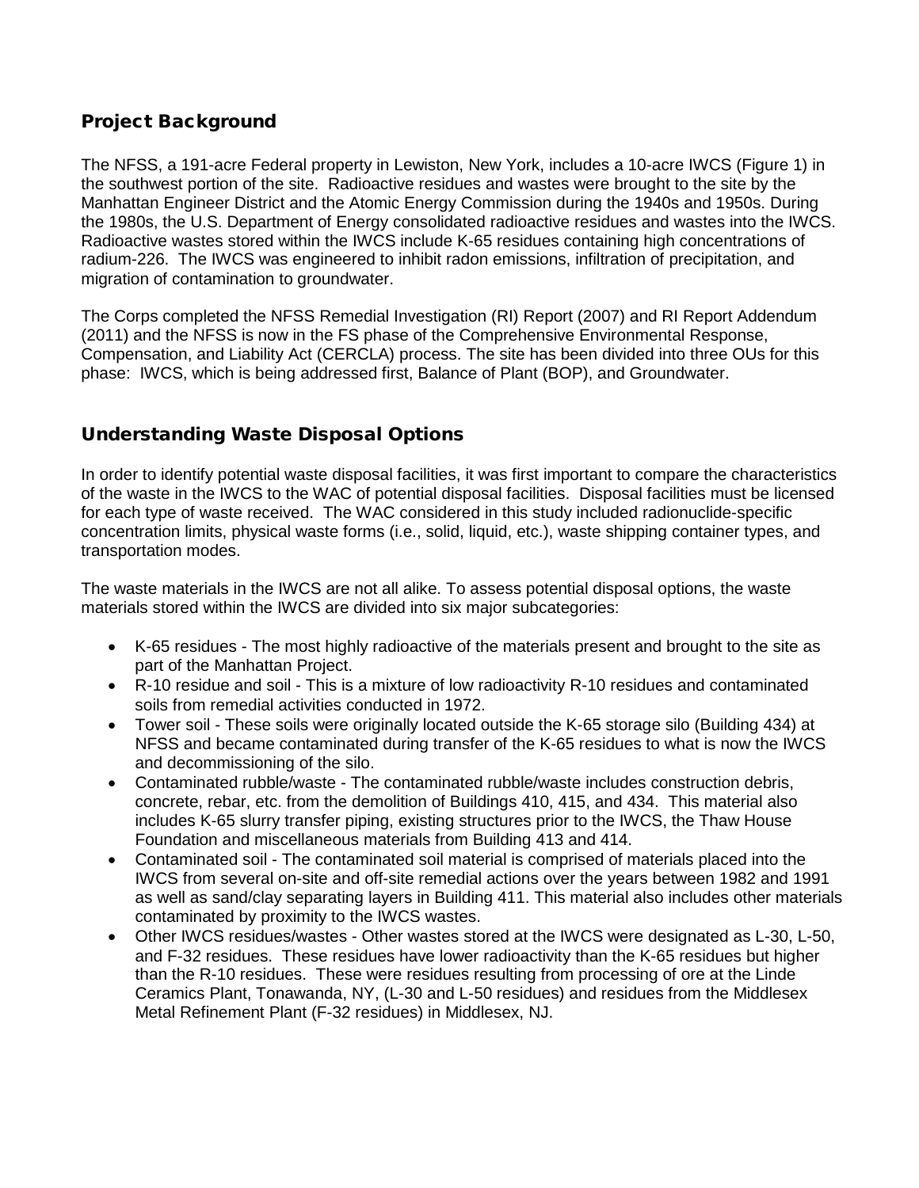## Project Background

The NFSS, a 191-acre Federal property in Lewiston, New York, includes a 10-acre IWCS (Figure 1) in the southwest portion of the site. Radioactive residues and wastes were brought to the site by the Manhattan Engineer District and the Atomic Energy Commission during the 1940s and 1950s. During the 1980s, the U.S. Department of Energy consolidated radioactive residues and wastes into the IWCS. Radioactive wastes stored within the IWCS include K-65 residues containing high concentrations of radium-226. The IWCS was engineered to inhibit radon emissions, infiltration of precipitation, and migration of contamination to groundwater.

The Corps completed the NFSS Remedial Investigation (RI) Report (2007) and RI Report Addendum (2011) and the NFSS is now in the FS phase of the Comprehensive Environmental Response, Compensation, and Liability Act (CERCLA) process. The site has been divided into three OUs for this phase: IWCS, which is being addressed first, Balance of Plant (BOP), and Groundwater.

## Understanding Waste Disposal Options

In order to identify potential waste disposal facilities, it was first important to compare the characteristics of the waste in the IWCS to the WAC of potential disposal facilities. Disposal facilities must be licensed for each type of waste received. The WAC considered in this study included radionuclide-specific concentration limits, physical waste forms (i.e., solid, liquid, etc.), waste shipping container types, and transportation modes.

The waste materials in the IWCS are not all alike. To assess potential disposal options, the waste materials stored within the IWCS are divided into six major subcategories:

- K-65 residues - The most highly radioactive of the materials present and brought to the site as part of the Manhattan Project.
- R-10 residue and soil - This is a mixture of low radioactivity R-10 residues and contaminated soils from remedial activities conducted in 1972.
- Tower soil - These soils were originally located outside the K-65 storage silo (Building 434) at NFSS and became contaminated during transfer of the K-65 residues to what is now the IWCS and decommissioning of the silo.
- Contaminated rubble/waste - The contaminated rubble/waste includes construction debris, concrete, rebar, etc. from the demolition of Buildings 410, 415, and 434. This material also includes K-65 slurry transfer piping, existing structures prior to the IWCS, the Thaw House Foundation and miscellaneous materials from Building 413 and 414.
- Contaminated soil - The contaminated soil material is comprised of materials placed into the IWCS from several on-site and off-site remedial actions over the years between 1982 and 1991 as well as sand/clay separating layers in Building 411. This material also includes other materials contaminated by proximity to the IWCS wastes.
- Other IWCS residues/wastes - Other wastes stored at the IWCS were designated as L-30, L-50, and F-32 residues. These residues have lower radioactivity than the K-65 residues but higher than the R-10 residues. These were residues resulting from processing of ore at the Linde Ceramics Plant, Tonawanda, NY, (L-30 and L-50 residues) and residues from the Middlesex Metal Refinement Plant (F-32 residues) in Middlesex, NJ.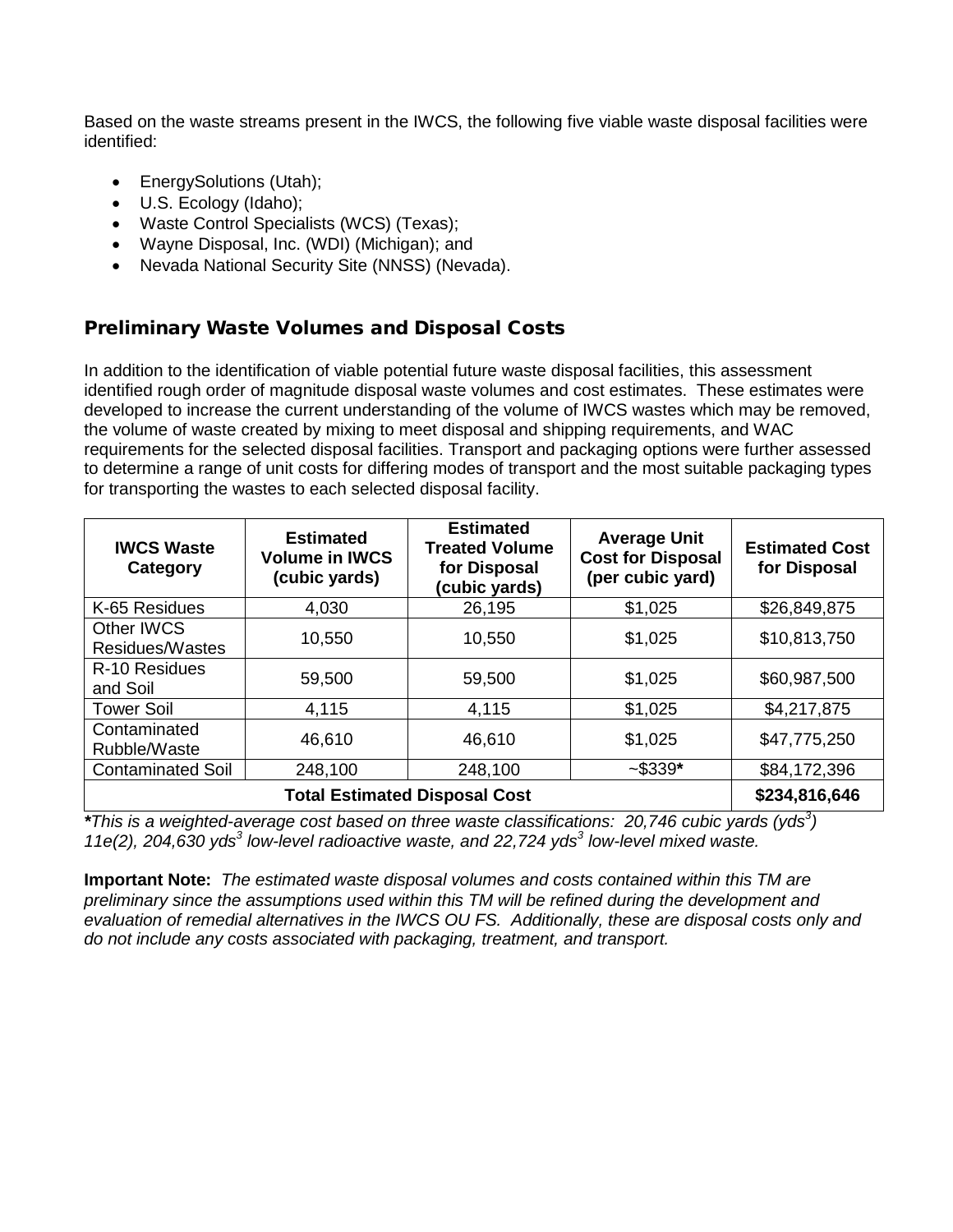Based on the waste streams present in the IWCS, the following five viable waste disposal facilities were identified:

- EnergySolutions (Utah);
- U.S. Ecology (Idaho);
- Waste Control Specialists (WCS) (Texas);
- Wayne Disposal, Inc. (WDI) (Michigan); and
- Nevada National Security Site (NNSS) (Nevada).

## Preliminary Waste Volumes and Disposal Costs

In addition to the identification of viable potential future waste disposal facilities, this assessment identified rough order of magnitude disposal waste volumes and cost estimates. These estimates were developed to increase the current understanding of the volume of IWCS wastes which may be removed, the volume of waste created by mixing to meet disposal and shipping requirements, and WAC requirements for the selected disposal facilities. Transport and packaging options were further assessed to determine a range of unit costs for differing modes of transport and the most suitable packaging types for transporting the wastes to each selected disposal facility.

| IWCS Waste Category | Estimated Volume in IWCS (cubic yards) | Estimated Treated Volume for Disposal (cubic yards) | Average Unit Cost for Disposal (per cubic yard) | Estimated Cost for Disposal |
|---|---|---|---|---|
| K-65 Residues | 4,030 | 26,195 | $1,025 | $26,849,875 |
| Other IWCS Residues/Wastes | 10,550 | 10,550 | $1,025 | $10,813,750 |
| R-10 Residues and Soil | 59,500 | 59,500 | $1,025 | $60,987,500 |
| Tower Soil | 4,115 | 4,115 | $1,025 | $4,217,875 |
| Contaminated Rubble/Waste | 46,610 | 46,610 | $1,025 | $47,775,250 |
| Contaminated Soil | 248,100 | 248,100 | ~$339* | $84,172,396 |
| **Total Estimated Disposal Cost** | | | | **$234,816,646** |

***This is a weighted-average cost based on three waste classifications: 20,746 cubic yards (yds$^3$) 11e(2), 204,630 yds$^3$ low-level radioactive waste, and 22,724 yds$^3$ low-level mixed waste.*

**Important Note:** *The estimated waste disposal volumes and costs contained within this TM are preliminary since the assumptions used within this TM will be refined during the development and evaluation of remedial alternatives in the IWCS OU FS. Additionally, these are disposal costs only and do not include any costs associated with packaging, treatment, and transport.*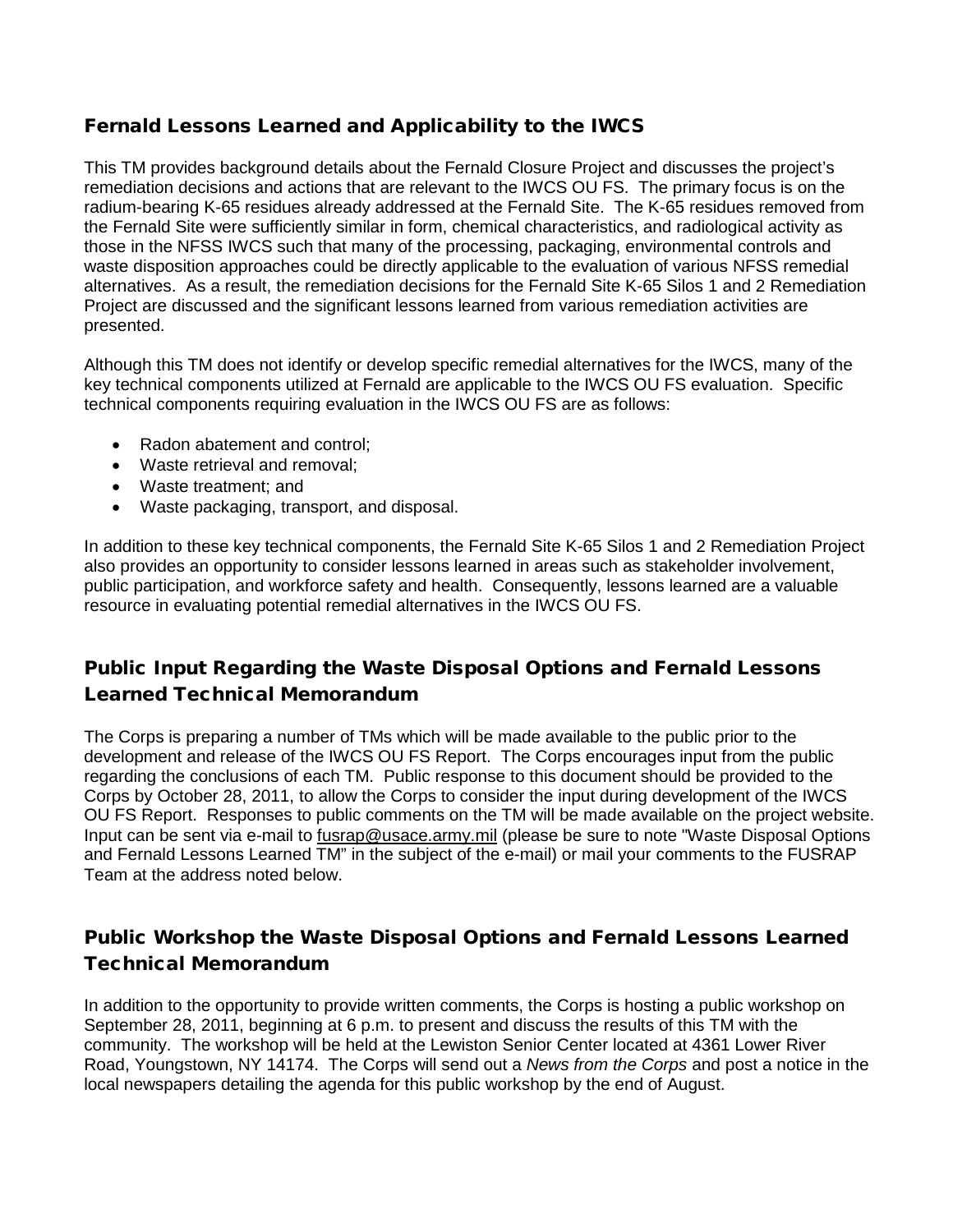## Fernald Lessons Learned and Applicability to the IWCS

This TM provides background details about the Fernald Closure Project and discusses the project's remediation decisions and actions that are relevant to the IWCS OU FS. The primary focus is on the radium-bearing K-65 residues already addressed at the Fernald Site. The K-65 residues removed from the Fernald Site were sufficiently similar in form, chemical characteristics, and radiological activity as those in the NFSS IWCS such that many of the processing, packaging, environmental controls and waste disposition approaches could be directly applicable to the evaluation of various NFSS remedial alternatives. As a result, the remediation decisions for the Fernald Site K-65 Silos 1 and 2 Remediation Project are discussed and the significant lessons learned from various remediation activities are presented.

Although this TM does not identify or develop specific remedial alternatives for the IWCS, many of the key technical components utilized at Fernald are applicable to the IWCS OU FS evaluation. Specific technical components requiring evaluation in the IWCS OU FS are as follows:

- Radon abatement and control;
- Waste retrieval and removal;
- Waste treatment; and
- Waste packaging, transport, and disposal.

In addition to these key technical components, the Fernald Site K-65 Silos 1 and 2 Remediation Project also provides an opportunity to consider lessons learned in areas such as stakeholder involvement, public participation, and workforce safety and health. Consequently, lessons learned are a valuable resource in evaluating potential remedial alternatives in the IWCS OU FS.

## Public Input Regarding the Waste Disposal Options and Fernald Lessons Learned Technical Memorandum

The Corps is preparing a number of TMs which will be made available to the public prior to the development and release of the IWCS OU FS Report. The Corps encourages input from the public regarding the conclusions of each TM. Public response to this document should be provided to the Corps by October 28, 2011, to allow the Corps to consider the input during development of the IWCS OU FS Report. Responses to public comments on the TM will be made available on the project website. Input can be sent via e-mail to fusrap@usace.army.mil (please be sure to note "Waste Disposal Options and Fernald Lessons Learned TM" in the subject of the e-mail) or mail your comments to the FUSRAP Team at the address noted below.

## Public Workshop the Waste Disposal Options and Fernald Lessons Learned Technical Memorandum

In addition to the opportunity to provide written comments, the Corps is hosting a public workshop on September 28, 2011, beginning at 6 p.m. to present and discuss the results of this TM with the community. The workshop will be held at the Lewiston Senior Center located at 4361 Lower River Road, Youngstown, NY 14174. The Corps will send out a *News from the Corps* and post a notice in the local newspapers detailing the agenda for this public workshop by the end of August.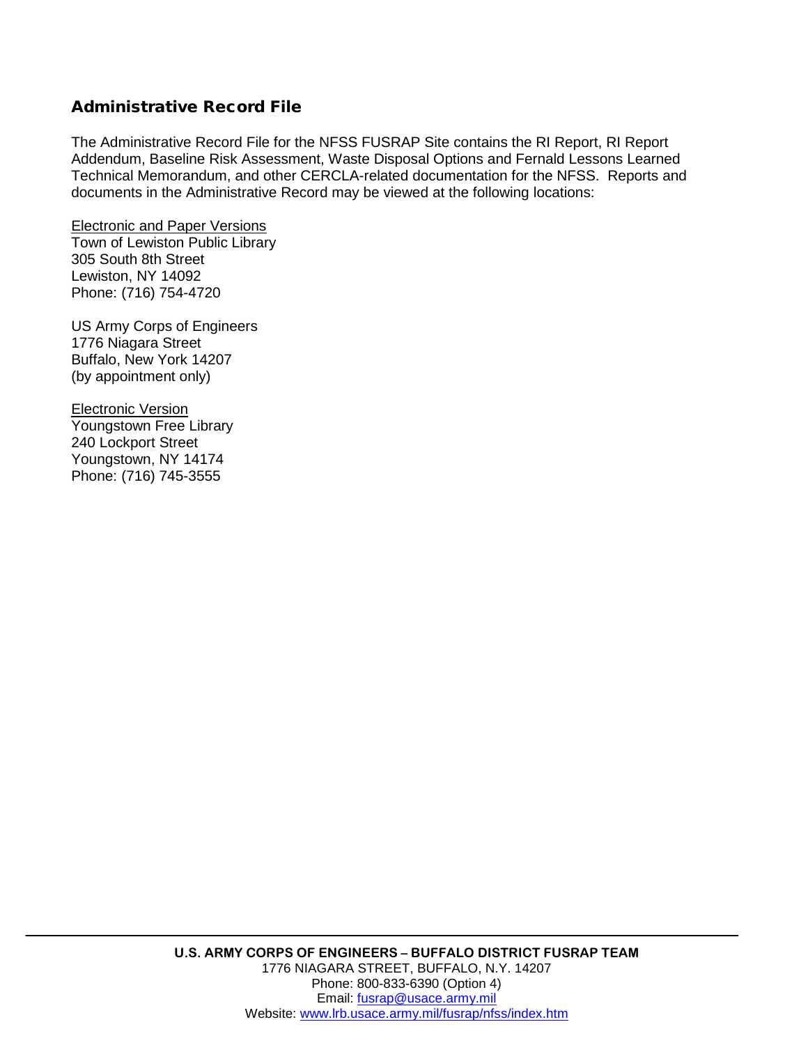## Administrative Record File

The Administrative Record File for the NFSS FUSRAP Site contains the RI Report, RI Report Addendum, Baseline Risk Assessment, Waste Disposal Options and Fernald Lessons Learned Technical Memorandum, and other CERCLA-related documentation for the NFSS. Reports and documents in the Administrative Record may be viewed at the following locations:

Electronic and Paper Versions
Town of Lewiston Public Library
305 South 8th Street
Lewiston, NY 14092
Phone: (716) 754-4720

US Army Corps of Engineers
1776 Niagara Street
Buffalo, New York 14207
(by appointment only)

Electronic Version
Youngstown Free Library
240 Lockport Street
Youngstown, NY 14174
Phone: (716) 745-3555

**U.S. ARMY CORPS OF ENGINEERS – BUFFALO DISTRICT FUSRAP TEAM**
1776 NIAGARA STREET, BUFFALO, N.Y. 14207
Phone: 800-833-6390 (Option 4)
Email: fusrap@usace.army.mil
Website: www.lrb.usace.army.mil/fusrap/nfss/index.htm